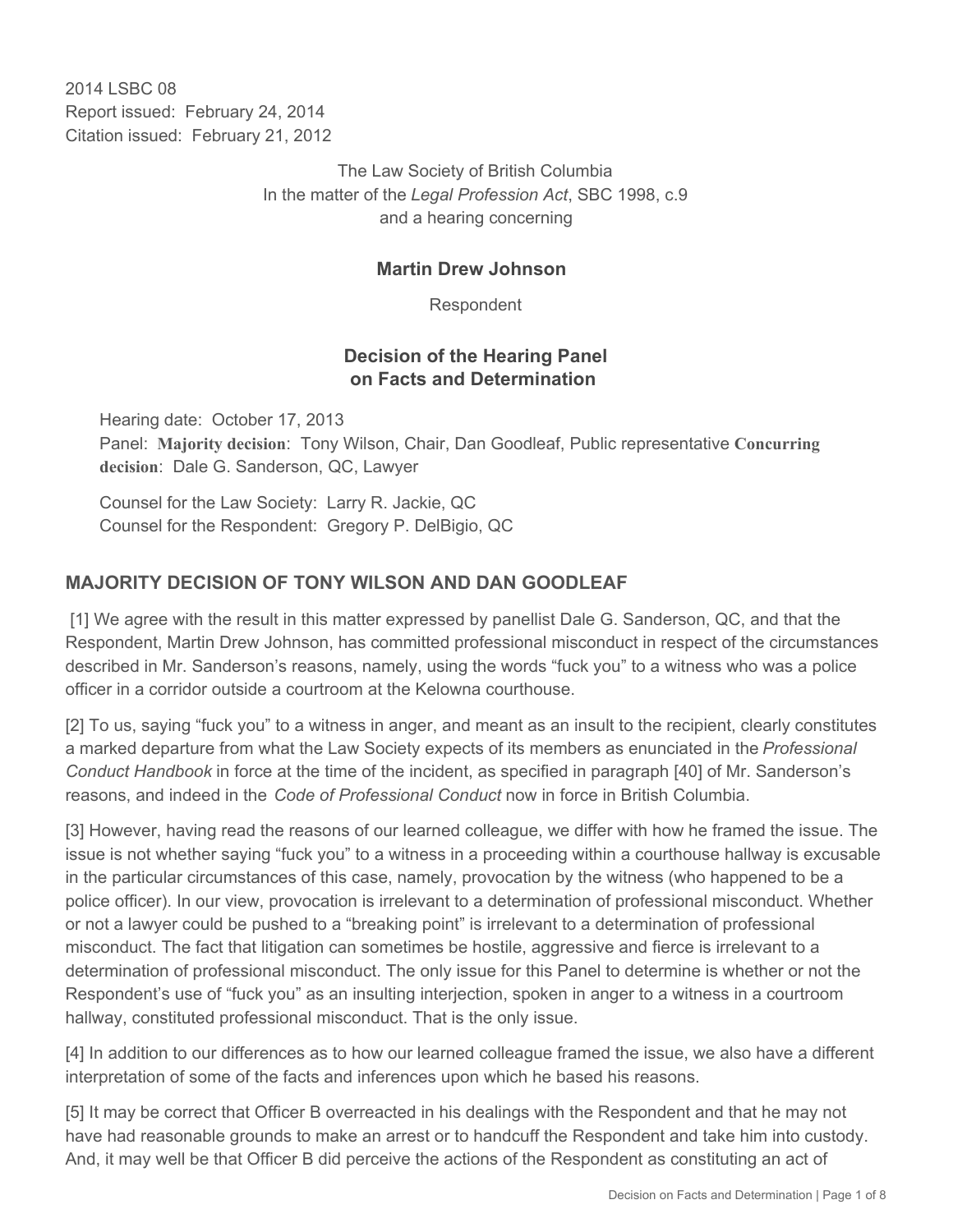2014 LSBC 08
Report issued: February 24, 2014
Citation issued: February 21, 2012

The Law Society of British Columbia
In the matter of the *Legal Profession Act*, SBC 1998, c.9
and a hearing concerning

**Martin Drew Johnson**

Respondent

**Decision of the Hearing Panel on Facts and Determination**

Hearing date: October 17, 2013
Panel: **Majority decision**: Tony Wilson, Chair, Dan Goodleaf, Public representative **Concurring decision**: Dale G. Sanderson, QC, Lawyer

Counsel for the Law Society: Larry R. Jackie, QC
Counsel for the Respondent: Gregory P. DelBigio, QC

## MAJORITY DECISION OF TONY WILSON AND DAN GOODLEAF

[1] We agree with the result in this matter expressed by panellist Dale G. Sanderson, QC, and that the Respondent, Martin Drew Johnson, has committed professional misconduct in respect of the circumstances described in Mr. Sanderson's reasons, namely, using the words "fuck you" to a witness who was a police officer in a corridor outside a courtroom at the Kelowna courthouse.

[2] To us, saying "fuck you" to a witness in anger, and meant as an insult to the recipient, clearly constitutes a marked departure from what the Law Society expects of its members as enunciated in the *Professional Conduct Handbook* in force at the time of the incident, as specified in paragraph [40] of Mr. Sanderson's reasons, and indeed in the *Code of Professional Conduct* now in force in British Columbia.

[3] However, having read the reasons of our learned colleague, we differ with how he framed the issue. The issue is not whether saying "fuck you" to a witness in a proceeding within a courthouse hallway is excusable in the particular circumstances of this case, namely, provocation by the witness (who happened to be a police officer). In our view, provocation is irrelevant to a determination of professional misconduct. Whether or not a lawyer could be pushed to a "breaking point" is irrelevant to a determination of professional misconduct. The fact that litigation can sometimes be hostile, aggressive and fierce is irrelevant to a determination of professional misconduct. The only issue for this Panel to determine is whether or not the Respondent's use of "fuck you" as an insulting interjection, spoken in anger to a witness in a courtroom hallway, constituted professional misconduct. That is the only issue.

[4] In addition to our differences as to how our learned colleague framed the issue, we also have a different interpretation of some of the facts and inferences upon which he based his reasons.

[5] It may be correct that Officer B overreacted in his dealings with the Respondent and that he may not have had reasonable grounds to make an arrest or to handcuff the Respondent and take him into custody. And, it may well be that Officer B did perceive the actions of the Respondent as constituting an act of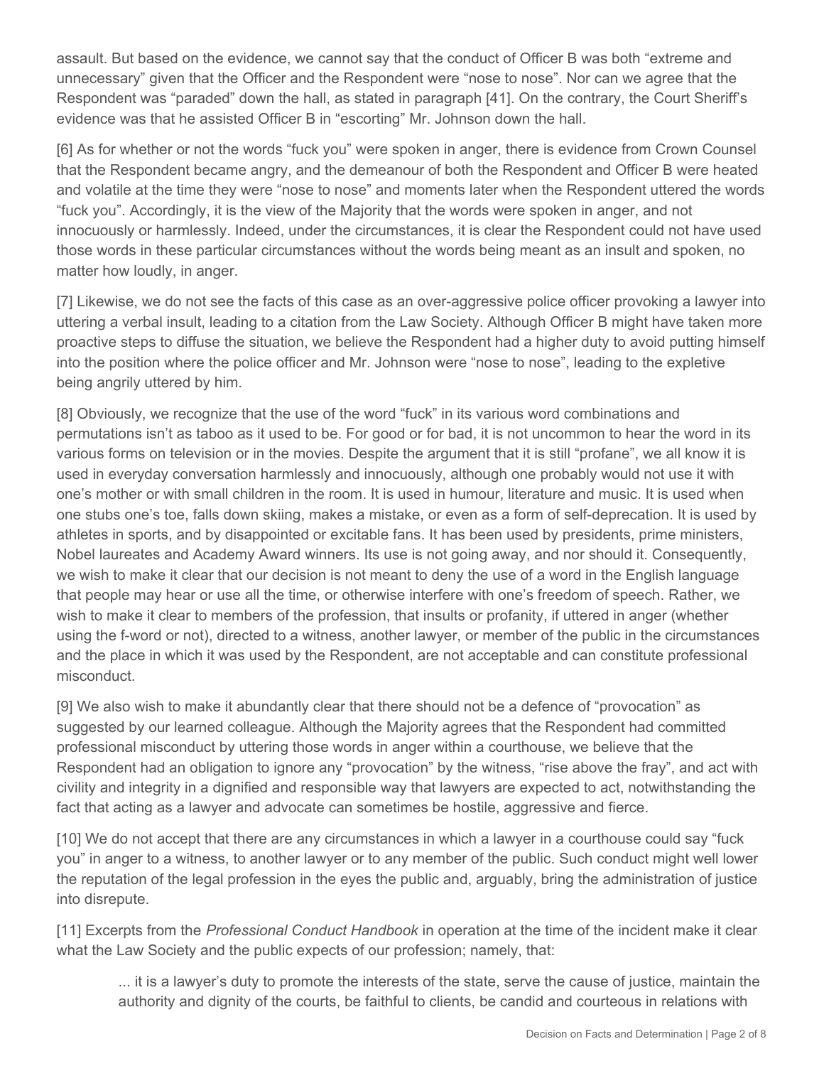assault. But based on the evidence, we cannot say that the conduct of Officer B was both "extreme and unnecessary" given that the Officer and the Respondent were "nose to nose". Nor can we agree that the Respondent was "paraded" down the hall, as stated in paragraph [41]. On the contrary, the Court Sheriff's evidence was that he assisted Officer B in "escorting" Mr. Johnson down the hall.

[6] As for whether or not the words "fuck you" were spoken in anger, there is evidence from Crown Counsel that the Respondent became angry, and the demeanour of both the Respondent and Officer B were heated and volatile at the time they were "nose to nose" and moments later when the Respondent uttered the words "fuck you". Accordingly, it is the view of the Majority that the words were spoken in anger, and not innocuously or harmlessly. Indeed, under the circumstances, it is clear the Respondent could not have used those words in these particular circumstances without the words being meant as an insult and spoken, no matter how loudly, in anger.

[7] Likewise, we do not see the facts of this case as an over-aggressive police officer provoking a lawyer into uttering a verbal insult, leading to a citation from the Law Society. Although Officer B might have taken more proactive steps to diffuse the situation, we believe the Respondent had a higher duty to avoid putting himself into the position where the police officer and Mr. Johnson were "nose to nose", leading to the expletive being angrily uttered by him.

[8] Obviously, we recognize that the use of the word "fuck" in its various word combinations and permutations isn't as taboo as it used to be. For good or for bad, it is not uncommon to hear the word in its various forms on television or in the movies. Despite the argument that it is still "profane", we all know it is used in everyday conversation harmlessly and innocuously, although one probably would not use it with one's mother or with small children in the room. It is used in humour, literature and music. It is used when one stubs one's toe, falls down skiing, makes a mistake, or even as a form of self-deprecation. It is used by athletes in sports, and by disappointed or excitable fans. It has been used by presidents, prime ministers, Nobel laureates and Academy Award winners. Its use is not going away, and nor should it. Consequently, we wish to make it clear that our decision is not meant to deny the use of a word in the English language that people may hear or use all the time, or otherwise interfere with one's freedom of speech. Rather, we wish to make it clear to members of the profession, that insults or profanity, if uttered in anger (whether using the f-word or not), directed to a witness, another lawyer, or member of the public in the circumstances and the place in which it was used by the Respondent, are not acceptable and can constitute professional misconduct.

[9] We also wish to make it abundantly clear that there should not be a defence of "provocation" as suggested by our learned colleague. Although the Majority agrees that the Respondent had committed professional misconduct by uttering those words in anger within a courthouse, we believe that the Respondent had an obligation to ignore any "provocation" by the witness, "rise above the fray", and act with civility and integrity in a dignified and responsible way that lawyers are expected to act, notwithstanding the fact that acting as a lawyer and advocate can sometimes be hostile, aggressive and fierce.

[10] We do not accept that there are any circumstances in which a lawyer in a courthouse could say "fuck you" in anger to a witness, to another lawyer or to any member of the public. Such conduct might well lower the reputation of the legal profession in the eyes the public and, arguably, bring the administration of justice into disrepute.

[11] Excerpts from the *Professional Conduct Handbook* in operation at the time of the incident make it clear what the Law Society and the public expects of our profession; namely, that:

> ... it is a lawyer's duty to promote the interests of the state, serve the cause of justice, maintain the authority and dignity of the courts, be faithful to clients, be candid and courteous in relations with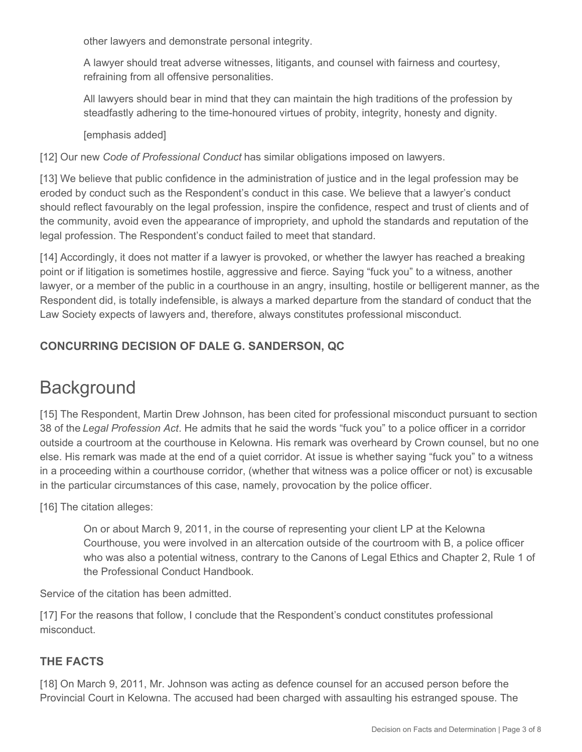other lawyers and demonstrate personal integrity.

> A lawyer should treat adverse witnesses, litigants, and counsel with fairness and courtesy, refraining from all offensive personalities.
>
> All lawyers should bear in mind that they can maintain the high traditions of the profession by steadfastly adhering to the time-honoured virtues of probity, integrity, honesty and dignity.
>
> [emphasis added]

[12] Our new *Code of Professional Conduct* has similar obligations imposed on lawyers.

[13] We believe that public confidence in the administration of justice and in the legal profession may be eroded by conduct such as the Respondent's conduct in this case. We believe that a lawyer's conduct should reflect favourably on the legal profession, inspire the confidence, respect and trust of clients and of the community, avoid even the appearance of impropriety, and uphold the standards and reputation of the legal profession. The Respondent's conduct failed to meet that standard.

[14] Accordingly, it does not matter if a lawyer is provoked, or whether the lawyer has reached a breaking point or if litigation is sometimes hostile, aggressive and fierce. Saying "fuck you" to a witness, another lawyer, or a member of the public in a courthouse in an angry, insulting, hostile or belligerent manner, as the Respondent did, is totally indefensible, is always a marked departure from the standard of conduct that the Law Society expects of lawyers and, therefore, always constitutes professional misconduct.

### CONCURRING DECISION OF DALE G. SANDERSON, QC

## Background

[15] The Respondent, Martin Drew Johnson, has been cited for professional misconduct pursuant to section 38 of the *Legal Profession Act*. He admits that he said the words "fuck you" to a police officer in a corridor outside a courtroom at the courthouse in Kelowna. His remark was overheard by Crown counsel, but no one else. His remark was made at the end of a quiet corridor. At issue is whether saying "fuck you" to a witness in a proceeding within a courthouse corridor, (whether that witness was a police officer or not) is excusable in the particular circumstances of this case, namely, provocation by the police officer.

[16] The citation alleges:

> On or about March 9, 2011, in the course of representing your client LP at the Kelowna Courthouse, you were involved in an altercation outside of the courtroom with B, a police officer who was also a potential witness, contrary to the Canons of Legal Ethics and Chapter 2, Rule 1 of the Professional Conduct Handbook.

Service of the citation has been admitted.

[17] For the reasons that follow, I conclude that the Respondent's conduct constitutes professional misconduct.

### THE FACTS

[18] On March 9, 2011, Mr. Johnson was acting as defence counsel for an accused person before the Provincial Court in Kelowna. The accused had been charged with assaulting his estranged spouse. The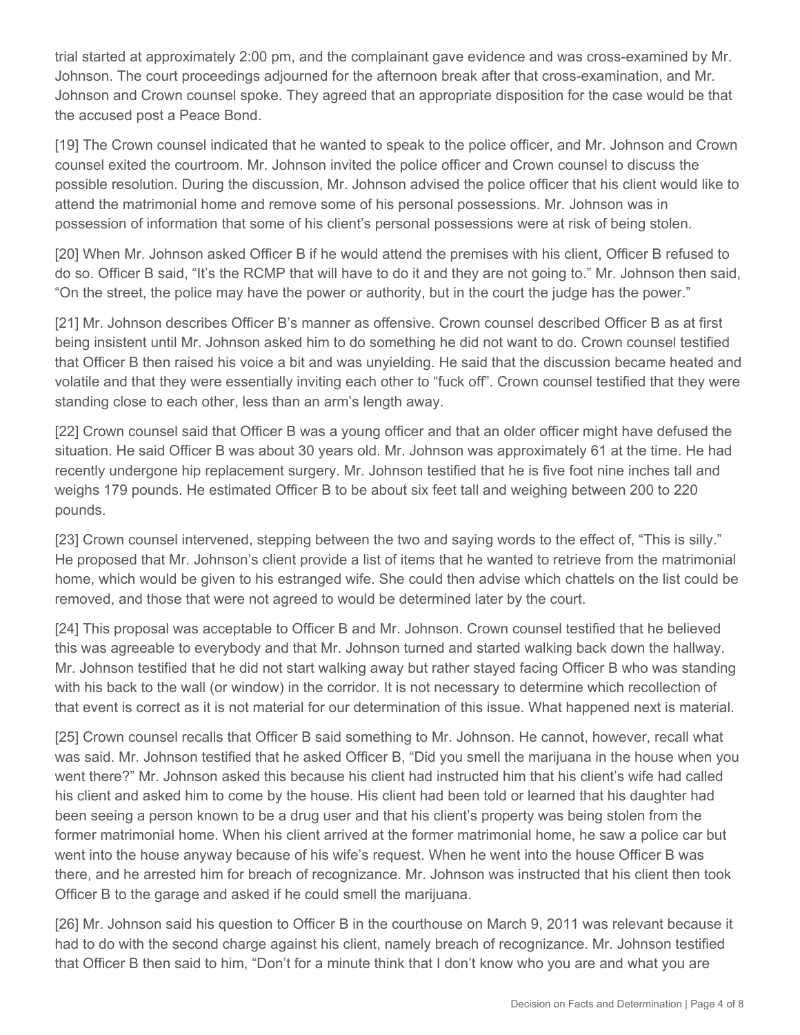trial started at approximately 2:00 pm, and the complainant gave evidence and was cross-examined by Mr. Johnson. The court proceedings adjourned for the afternoon break after that cross-examination, and Mr. Johnson and Crown counsel spoke. They agreed that an appropriate disposition for the case would be that the accused post a Peace Bond.

[19] The Crown counsel indicated that he wanted to speak to the police officer, and Mr. Johnson and Crown counsel exited the courtroom. Mr. Johnson invited the police officer and Crown counsel to discuss the possible resolution. During the discussion, Mr. Johnson advised the police officer that his client would like to attend the matrimonial home and remove some of his personal possessions. Mr. Johnson was in possession of information that some of his client's personal possessions were at risk of being stolen.

[20] When Mr. Johnson asked Officer B if he would attend the premises with his client, Officer B refused to do so. Officer B said, "It's the RCMP that will have to do it and they are not going to." Mr. Johnson then said, "On the street, the police may have the power or authority, but in the court the judge has the power."

[21] Mr. Johnson describes Officer B's manner as offensive. Crown counsel described Officer B as at first being insistent until Mr. Johnson asked him to do something he did not want to do. Crown counsel testified that Officer B then raised his voice a bit and was unyielding. He said that the discussion became heated and volatile and that they were essentially inviting each other to "fuck off". Crown counsel testified that they were standing close to each other, less than an arm's length away.

[22] Crown counsel said that Officer B was a young officer and that an older officer might have defused the situation. He said Officer B was about 30 years old. Mr. Johnson was approximately 61 at the time. He had recently undergone hip replacement surgery. Mr. Johnson testified that he is five foot nine inches tall and weighs 179 pounds. He estimated Officer B to be about six feet tall and weighing between 200 to 220 pounds.

[23] Crown counsel intervened, stepping between the two and saying words to the effect of, "This is silly." He proposed that Mr. Johnson's client provide a list of items that he wanted to retrieve from the matrimonial home, which would be given to his estranged wife. She could then advise which chattels on the list could be removed, and those that were not agreed to would be determined later by the court.

[24] This proposal was acceptable to Officer B and Mr. Johnson. Crown counsel testified that he believed this was agreeable to everybody and that Mr. Johnson turned and started walking back down the hallway. Mr. Johnson testified that he did not start walking away but rather stayed facing Officer B who was standing with his back to the wall (or window) in the corridor. It is not necessary to determine which recollection of that event is correct as it is not material for our determination of this issue. What happened next is material.

[25] Crown counsel recalls that Officer B said something to Mr. Johnson. He cannot, however, recall what was said. Mr. Johnson testified that he asked Officer B, "Did you smell the marijuana in the house when you went there?" Mr. Johnson asked this because his client had instructed him that his client's wife had called his client and asked him to come by the house. His client had been told or learned that his daughter had been seeing a person known to be a drug user and that his client's property was being stolen from the former matrimonial home. When his client arrived at the former matrimonial home, he saw a police car but went into the house anyway because of his wife's request. When he went into the house Officer B was there, and he arrested him for breach of recognizance. Mr. Johnson was instructed that his client then took Officer B to the garage and asked if he could smell the marijuana.

[26] Mr. Johnson said his question to Officer B in the courthouse on March 9, 2011 was relevant because it had to do with the second charge against his client, namely breach of recognizance. Mr. Johnson testified that Officer B then said to him, "Don't for a minute think that I don't know who you are and what you are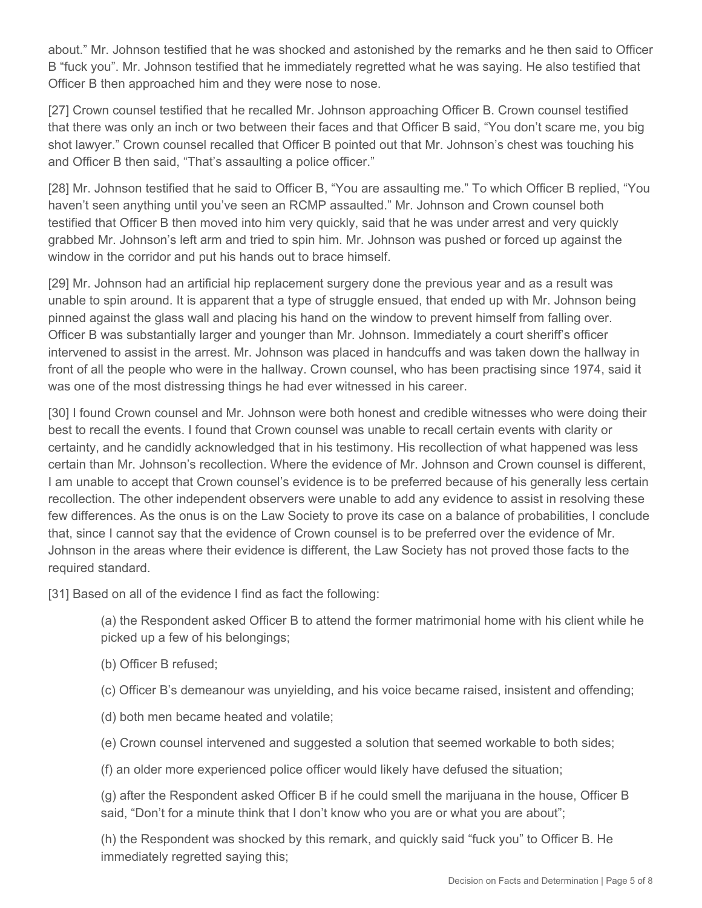about." Mr. Johnson testified that he was shocked and astonished by the remarks and he then said to Officer B "fuck you". Mr. Johnson testified that he immediately regretted what he was saying. He also testified that Officer B then approached him and they were nose to nose.

[27] Crown counsel testified that he recalled Mr. Johnson approaching Officer B. Crown counsel testified that there was only an inch or two between their faces and that Officer B said, "You don't scare me, you big shot lawyer." Crown counsel recalled that Officer B pointed out that Mr. Johnson's chest was touching his and Officer B then said, "That's assaulting a police officer."

[28] Mr. Johnson testified that he said to Officer B, "You are assaulting me." To which Officer B replied, "You haven't seen anything until you've seen an RCMP assaulted." Mr. Johnson and Crown counsel both testified that Officer B then moved into him very quickly, said that he was under arrest and very quickly grabbed Mr. Johnson's left arm and tried to spin him. Mr. Johnson was pushed or forced up against the window in the corridor and put his hands out to brace himself.

[29] Mr. Johnson had an artificial hip replacement surgery done the previous year and as a result was unable to spin around. It is apparent that a type of struggle ensued, that ended up with Mr. Johnson being pinned against the glass wall and placing his hand on the window to prevent himself from falling over. Officer B was substantially larger and younger than Mr. Johnson. Immediately a court sheriff's officer intervened to assist in the arrest. Mr. Johnson was placed in handcuffs and was taken down the hallway in front of all the people who were in the hallway. Crown counsel, who has been practising since 1974, said it was one of the most distressing things he had ever witnessed in his career.

[30] I found Crown counsel and Mr. Johnson were both honest and credible witnesses who were doing their best to recall the events. I found that Crown counsel was unable to recall certain events with clarity or certainty, and he candidly acknowledged that in his testimony. His recollection of what happened was less certain than Mr. Johnson's recollection. Where the evidence of Mr. Johnson and Crown counsel is different, I am unable to accept that Crown counsel's evidence is to be preferred because of his generally less certain recollection. The other independent observers were unable to add any evidence to assist in resolving these few differences. As the onus is on the Law Society to prove its case on a balance of probabilities, I conclude that, since I cannot say that the evidence of Crown counsel is to be preferred over the evidence of Mr. Johnson in the areas where their evidence is different, the Law Society has not proved those facts to the required standard.

[31] Based on all of the evidence I find as fact the following:

(a) the Respondent asked Officer B to attend the former matrimonial home with his client while he picked up a few of his belongings;

(b) Officer B refused;

(c) Officer B's demeanour was unyielding, and his voice became raised, insistent and offending;

(d) both men became heated and volatile;

(e) Crown counsel intervened and suggested a solution that seemed workable to both sides;

(f) an older more experienced police officer would likely have defused the situation;

(g) after the Respondent asked Officer B if he could smell the marijuana in the house, Officer B said, "Don't for a minute think that I don't know who you are or what you are about";

(h) the Respondent was shocked by this remark, and quickly said "fuck you" to Officer B. He immediately regretted saying this;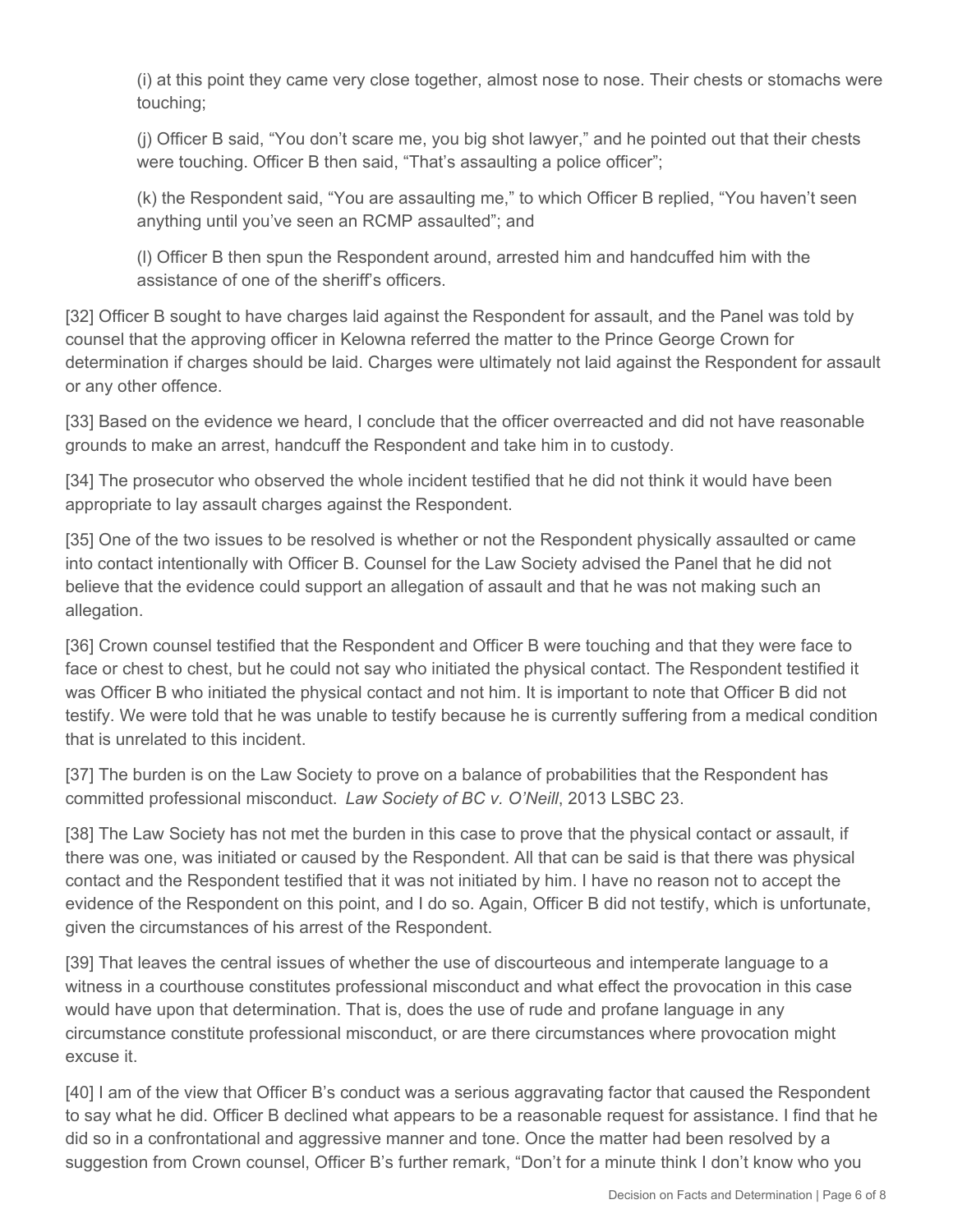(i) at this point they came very close together, almost nose to nose. Their chests or stomachs were touching;

(j) Officer B said, "You don't scare me, you big shot lawyer," and he pointed out that their chests were touching. Officer B then said, "That's assaulting a police officer";

(k) the Respondent said, "You are assaulting me," to which Officer B replied, "You haven't seen anything until you've seen an RCMP assaulted"; and

(l) Officer B then spun the Respondent around, arrested him and handcuffed him with the assistance of one of the sheriff's officers.

[32] Officer B sought to have charges laid against the Respondent for assault, and the Panel was told by counsel that the approving officer in Kelowna referred the matter to the Prince George Crown for determination if charges should be laid. Charges were ultimately not laid against the Respondent for assault or any other offence.

[33] Based on the evidence we heard, I conclude that the officer overreacted and did not have reasonable grounds to make an arrest, handcuff the Respondent and take him in to custody.

[34] The prosecutor who observed the whole incident testified that he did not think it would have been appropriate to lay assault charges against the Respondent.

[35] One of the two issues to be resolved is whether or not the Respondent physically assaulted or came into contact intentionally with Officer B. Counsel for the Law Society advised the Panel that he did not believe that the evidence could support an allegation of assault and that he was not making such an allegation.

[36] Crown counsel testified that the Respondent and Officer B were touching and that they were face to face or chest to chest, but he could not say who initiated the physical contact. The Respondent testified it was Officer B who initiated the physical contact and not him. It is important to note that Officer B did not testify. We were told that he was unable to testify because he is currently suffering from a medical condition that is unrelated to this incident.

[37] The burden is on the Law Society to prove on a balance of probabilities that the Respondent has committed professional misconduct. *Law Society of BC v. O'Neill*, 2013 LSBC 23.

[38] The Law Society has not met the burden in this case to prove that the physical contact or assault, if there was one, was initiated or caused by the Respondent. All that can be said is that there was physical contact and the Respondent testified that it was not initiated by him. I have no reason not to accept the evidence of the Respondent on this point, and I do so. Again, Officer B did not testify, which is unfortunate, given the circumstances of his arrest of the Respondent.

[39] That leaves the central issues of whether the use of discourteous and intemperate language to a witness in a courthouse constitutes professional misconduct and what effect the provocation in this case would have upon that determination. That is, does the use of rude and profane language in any circumstance constitute professional misconduct, or are there circumstances where provocation might excuse it.

[40] I am of the view that Officer B's conduct was a serious aggravating factor that caused the Respondent to say what he did. Officer B declined what appears to be a reasonable request for assistance. I find that he did so in a confrontational and aggressive manner and tone. Once the matter had been resolved by a suggestion from Crown counsel, Officer B's further remark, "Don't for a minute think I don't know who you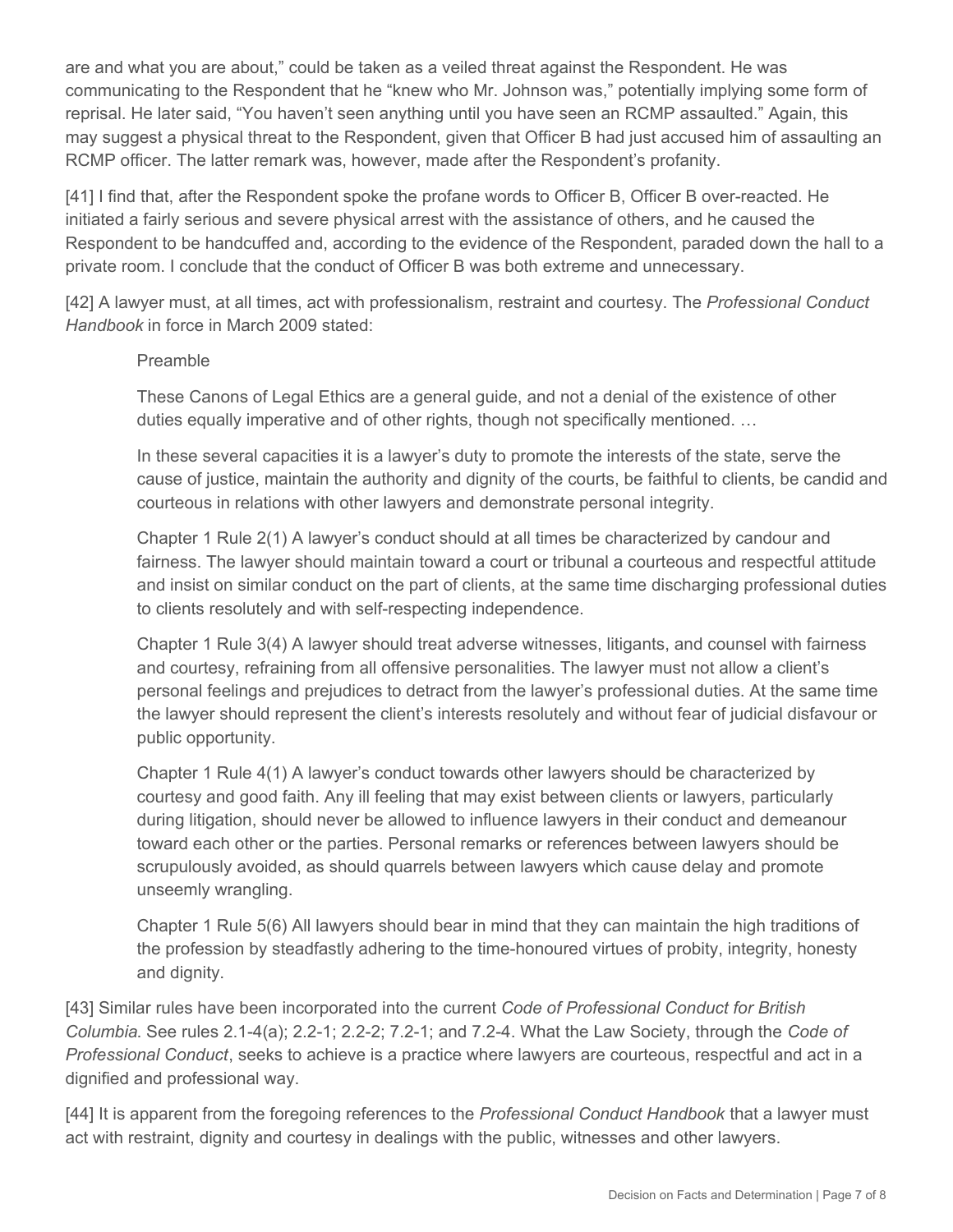are and what you are about," could be taken as a veiled threat against the Respondent. He was communicating to the Respondent that he "knew who Mr. Johnson was," potentially implying some form of reprisal. He later said, "You haven't seen anything until you have seen an RCMP assaulted." Again, this may suggest a physical threat to the Respondent, given that Officer B had just accused him of assaulting an RCMP officer. The latter remark was, however, made after the Respondent's profanity.

[41] I find that, after the Respondent spoke the profane words to Officer B, Officer B over-reacted. He initiated a fairly serious and severe physical arrest with the assistance of others, and he caused the Respondent to be handcuffed and, according to the evidence of the Respondent, paraded down the hall to a private room. I conclude that the conduct of Officer B was both extreme and unnecessary.

[42] A lawyer must, at all times, act with professionalism, restraint and courtesy. The *Professional Conduct Handbook* in force in March 2009 stated:

> Preamble
>
> These Canons of Legal Ethics are a general guide, and not a denial of the existence of other duties equally imperative and of other rights, though not specifically mentioned. …
>
> In these several capacities it is a lawyer's duty to promote the interests of the state, serve the cause of justice, maintain the authority and dignity of the courts, be faithful to clients, be candid and courteous in relations with other lawyers and demonstrate personal integrity.
>
> Chapter 1 Rule 2(1) A lawyer's conduct should at all times be characterized by candour and fairness. The lawyer should maintain toward a court or tribunal a courteous and respectful attitude and insist on similar conduct on the part of clients, at the same time discharging professional duties to clients resolutely and with self-respecting independence.
>
> Chapter 1 Rule 3(4) A lawyer should treat adverse witnesses, litigants, and counsel with fairness and courtesy, refraining from all offensive personalities. The lawyer must not allow a client's personal feelings and prejudices to detract from the lawyer's professional duties. At the same time the lawyer should represent the client's interests resolutely and without fear of judicial disfavour or public opportunity.
>
> Chapter 1 Rule 4(1) A lawyer's conduct towards other lawyers should be characterized by courtesy and good faith. Any ill feeling that may exist between clients or lawyers, particularly during litigation, should never be allowed to influence lawyers in their conduct and demeanour toward each other or the parties. Personal remarks or references between lawyers should be scrupulously avoided, as should quarrels between lawyers which cause delay and promote unseemly wrangling.
>
> Chapter 1 Rule 5(6) All lawyers should bear in mind that they can maintain the high traditions of the profession by steadfastly adhering to the time-honoured virtues of probity, integrity, honesty and dignity.

[43] Similar rules have been incorporated into the current *Code of Professional Conduct for British Columbia.* See rules 2.1-4(a); 2.2-1; 2.2-2; 7.2-1; and 7.2-4. What the Law Society, through the *Code of Professional Conduct*, seeks to achieve is a practice where lawyers are courteous, respectful and act in a dignified and professional way.

[44] It is apparent from the foregoing references to the *Professional Conduct Handbook* that a lawyer must act with restraint, dignity and courtesy in dealings with the public, witnesses and other lawyers.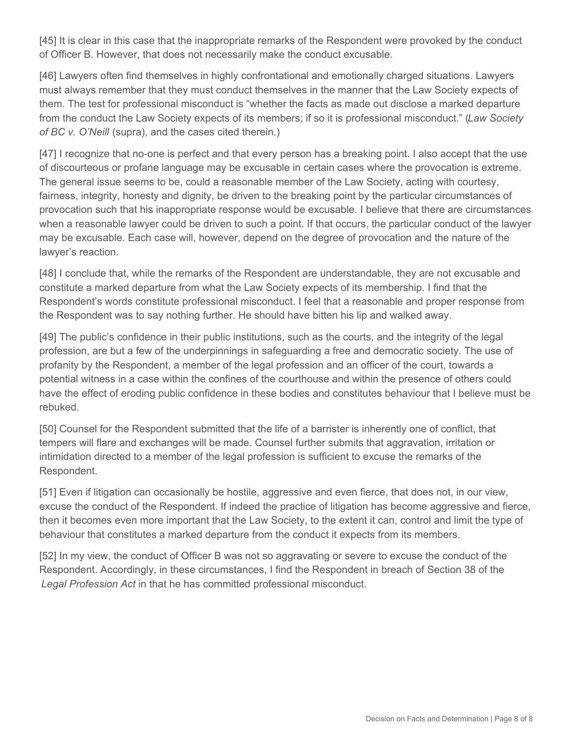[45] It is clear in this case that the inappropriate remarks of the Respondent were provoked by the conduct of Officer B. However, that does not necessarily make the conduct excusable.

[46] Lawyers often find themselves in highly confrontational and emotionally charged situations. Lawyers must always remember that they must conduct themselves in the manner that the Law Society expects of them. The test for professional misconduct is "whether the facts as made out disclose a marked departure from the conduct the Law Society expects of its members; if so it is professional misconduct." (*Law Society of BC v. O'Neill* (supra), and the cases cited therein.)

[47] I recognize that no-one is perfect and that every person has a breaking point. I also accept that the use of discourteous or profane language may be excusable in certain cases where the provocation is extreme. The general issue seems to be, could a reasonable member of the Law Society, acting with courtesy, fairness, integrity, honesty and dignity, be driven to the breaking point by the particular circumstances of provocation such that his inappropriate response would be excusable. I believe that there are circumstances when a reasonable lawyer could be driven to such a point. If that occurs, the particular conduct of the lawyer may be excusable. Each case will, however, depend on the degree of provocation and the nature of the lawyer's reaction.

[48] I conclude that, while the remarks of the Respondent are understandable, they are not excusable and constitute a marked departure from what the Law Society expects of its membership. I find that the Respondent's words constitute professional misconduct. I feel that a reasonable and proper response from the Respondent was to say nothing further. He should have bitten his lip and walked away.

[49] The public's confidence in their public institutions, such as the courts, and the integrity of the legal profession, are but a few of the underpinnings in safeguarding a free and democratic society. The use of profanity by the Respondent, a member of the legal profession and an officer of the court, towards a potential witness in a case within the confines of the courthouse and within the presence of others could have the effect of eroding public confidence in these bodies and constitutes behaviour that I believe must be rebuked.

[50] Counsel for the Respondent submitted that the life of a barrister is inherently one of conflict, that tempers will flare and exchanges will be made. Counsel further submits that aggravation, irritation or intimidation directed to a member of the legal profession is sufficient to excuse the remarks of the Respondent.

[51] Even if litigation can occasionally be hostile, aggressive and even fierce, that does not, in our view, excuse the conduct of the Respondent. If indeed the practice of litigation has become aggressive and fierce, then it becomes even more important that the Law Society, to the extent it can, control and limit the type of behaviour that constitutes a marked departure from the conduct it expects from its members.

[52] In my view, the conduct of Officer B was not so aggravating or severe to excuse the conduct of the Respondent. Accordingly, in these circumstances, I find the Respondent in breach of Section 38 of the *Legal Profession Act* in that he has committed professional misconduct.